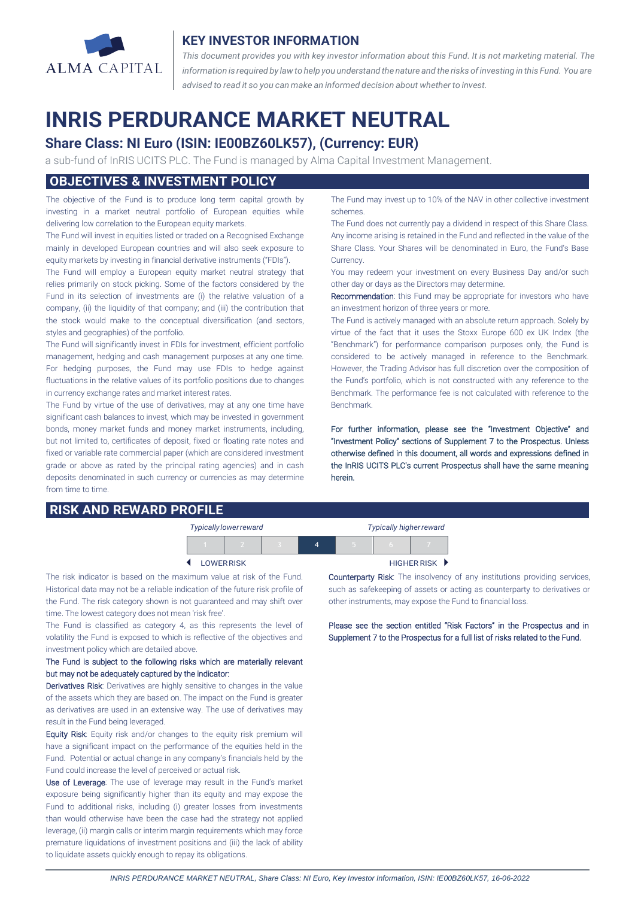ALMA CAPITAL

## KEY INVESTOR INFORMATION

*This document provides you with key investor information about this Fund. It is not marketing material. The information is required by law to help you understand the nature and the risks of investing in this Fund. You are advised to read it so you can make an informed decision about whether to invest.*

# INRIS PERDURANCE MARKET NEUTRAL

## Share Class: NI Euro (ISIN: IE00BZ60LK57), (Currency: EUR)

a sub-fund of InRIS UCITS PLC. The Fund is managed by Alma Capital Investment Management.

## OBJECTIVES & INVESTMENT POLICY

The objective of the Fund is to produce long term capital growth by investing in a market neutral portfolio of European equities while delivering low correlation to the European equity markets.

The Fund will invest in equities listed or traded on a Recognised Exchange mainly in developed European countries and will also seek exposure to equity markets by investing in financial derivative instruments ("FDIs").

The Fund will employ a European equity market neutral strategy that relies primarily on stock picking. Some of the factors considered by the Fund in its selection of investments are (i) the relative valuation of a company, (ii) the liquidity of that company; and (iii) the contribution that the stock would make to the conceptual diversification (and sectors, styles and geographies) of the portfolio.

The Fund will significantly invest in FDIs for investment, efficient portfolio management, hedging and cash management purposes at any one time. For hedging purposes, the Fund may use FDIs to hedge against fluctuations in the relative values of its portfolio positions due to changes in currency exchange rates and market interest rates.

The Fund by virtue of the use of derivatives, may at any one time have significant cash balances to invest, which may be invested in government bonds, money market funds and money market instruments, including, but not limited to, certificates of deposit, fixed or floating rate notes and fixed or variable rate commercial paper (which are considered investment grade or above as rated by the principal rating agencies) and in cash deposits denominated in such currency or currencies as may determine from time to time.

The Fund may invest up to 10% of the NAV in other collective investment schemes.

The Fund does not currently pay a dividend in respect of this Share Class. Any income arising is retained in the Fund and reflected in the value of the Share Class. Your Shares will be denominated in Euro, the Fund's Base Currency.

You may redeem your investment on every Business Day and/or such other day or days as the Directors may determine.

**Recommendation**: this Fund may be appropriate for investors who have an investment horizon of three years or more.

The Fund is actively managed with an absolute return approach. Solely by virtue of the fact that it uses the Stoxx Europe 600 ex UK Index (the "Benchmark") for performance comparison purposes only, the Fund is considered to be actively managed in reference to the Benchmark. However, the Trading Advisor has full discretion over the composition of the Fund's portfolio, which is not constructed with any reference to the Benchmark. The performance fee is not calculated with reference to the Benchmark.

**For further information, please see the "Investment Objective" and "Investment Policy" sections of Supplement 7 to the Prospectus. Unless otherwise defined in this document, all words and expressions defined in the InRIS UCITS PLC's current Prospectus shall have the same meaning herein.**

## RISK AND REWARD PROFILE

| *Typically lower reward* | | | | | | *Typically higher reward* |
|---|---|---|---|---|---|---|
| 1 | 2 | 3 | **4** | 5 | 6 | 7 |
| LOWER RISK | | | | | | HIGHER RISK |

The risk indicator is based on the maximum value at risk of the Fund. Historical data may not be a reliable indication of the future risk profile of the Fund. The risk category shown is not guaranteed and may shift over time. The lowest category does not mean 'risk free'.

The Fund is classified as category 4, as this represents the level of volatility the Fund is exposed to which is reflective of the objectives and investment policy which are detailed above.

**The Fund is subject to the following risks which are materially relevant but may not be adequately captured by the indicator:**

**Derivatives Risk**: Derivatives are highly sensitive to changes in the value of the assets which they are based on. The impact on the Fund is greater as derivatives are used in an extensive way. The use of derivatives may result in the Fund being leveraged.

**Equity Risk**: Equity risk and/or changes to the equity risk premium will have a significant impact on the performance of the equities held in the Fund. Potential or actual change in any company's financials held by the Fund could increase the level of perceived or actual risk.

**Use of Leverage**: The use of leverage may result in the Fund's market exposure being significantly higher than its equity and may expose the Fund to additional risks, including (i) greater losses from investments than would otherwise have been the case had the strategy not applied leverage, (ii) margin calls or interim margin requirements which may force premature liquidations of investment positions and (iii) the lack of ability to liquidate assets quickly enough to repay its obligations.

**Counterparty Risk**: The insolvency of any institutions providing services, such as safekeeping of assets or acting as counterparty to derivatives or other instruments, may expose the Fund to financial loss.

**Please see the section entitled "Risk Factors" in the Prospectus and in Supplement 7 to the Prospectus for a full list of risks related to the Fund.**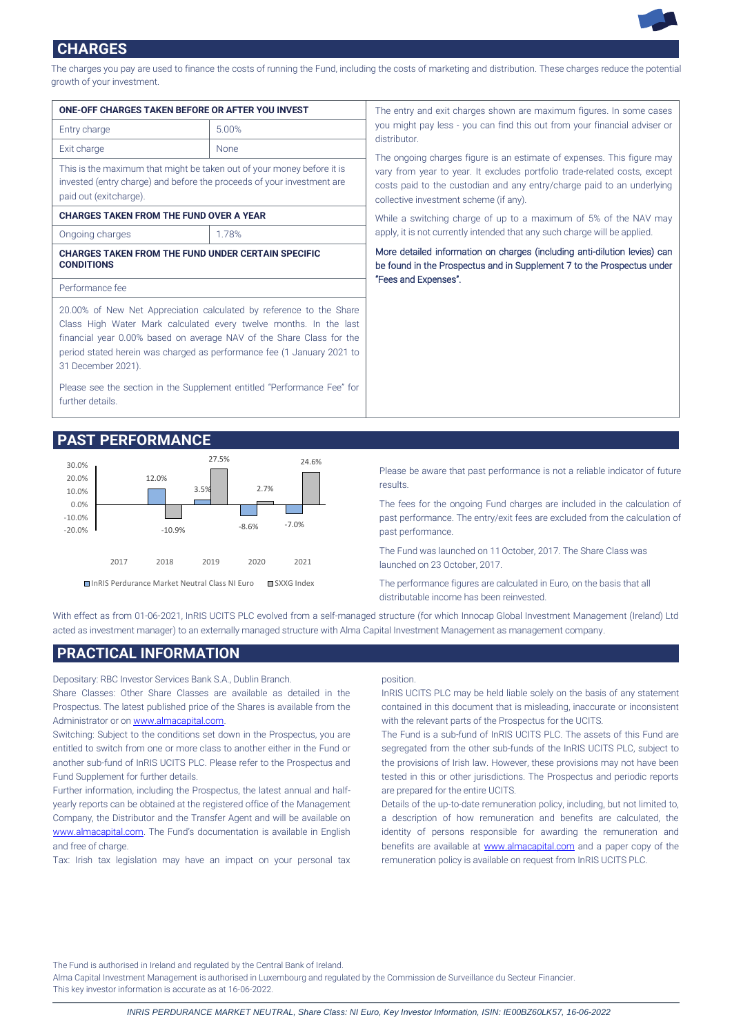## CHARGES

The charges you pay are used to finance the costs of running the Fund, including the costs of marketing and distribution. These charges reduce the potential growth of your investment.

| ONE-OFF CHARGES TAKEN BEFORE OR AFTER YOU INVEST | |
|---|---|
| Entry charge | 5.00% |
| Exit charge | None |
| This is the maximum that might be taken out of your money before it is invested (entry charge) and before the proceeds of your investment are paid out (exitcharge). | |
| **CHARGES TAKEN FROM THE FUND OVER A YEAR** | |
| Ongoing charges | 1.78% |
| **CHARGES TAKEN FROM THE FUND UNDER CERTAIN SPECIFIC CONDITIONS** | |
| Performance fee | |
| 20.00% of New Net Appreciation calculated by reference to the Share Class High Water Mark calculated every twelve months. In the last financial year 0.00% based on average NAV of the Share Class for the period stated herein was charged as performance fee (1 January 2021 to 31 December 2021). Please see the section in the Supplement entitled "Performance Fee" for further details. | |

The entry and exit charges shown are maximum figures. In some cases you might pay less - you can find this out from your financial adviser or distributor.

The ongoing charges figure is an estimate of expenses. This figure may vary from year to year. It excludes portfolio trade-related costs, except costs paid to the custodian and any entry/charge paid to an underlying collective investment scheme (if any).

While a switching charge of up to a maximum of 5% of the NAV may apply, it is not currently intended that any such charge will be applied.

More detailed information on charges (including anti-dilution levies) can be found in the Prospectus and in Supplement 7 to the Prospectus under "Fees and Expenses".

## PAST PERFORMANCE

30.0%
20.0%
10.0%
0.0%
-10.0%
-20.0%

12.0%
-10.9%
3.5%
27.5%
-8.6%
2.7%
-7.0%
24.6%

2017 2018 2019 2020 2021

InRIS Perdurance Market Neutral Class NI Euro
SXXG Index

Please be aware that past performance is not a reliable indicator of future results.

The fees for the ongoing Fund charges are included in the calculation of past performance. The entry/exit fees are excluded from the calculation of past performance.

The Fund was launched on 11 October, 2017. The Share Class was launched on 23 October, 2017.

The performance figures are calculated in Euro, on the basis that all distributable income has been reinvested.

With effect as from 01-06-2021, InRIS UCITS PLC evolved from a self-managed structure (for which Innocap Global Investment Management (Ireland) Ltd acted as investment manager) to an externally managed structure with Alma Capital Investment Management as management company.

## PRACTICAL INFORMATION

Depositary: RBC Investor Services Bank S.A., Dublin Branch.

Share Classes: Other Share Classes are available as detailed in the Prospectus. The latest published price of the Shares is available from the Administrator or on www.almacapital.com.

Switching: Subject to the conditions set down in the Prospectus, you are entitled to switch from one or more class to another either in the Fund or another sub-fund of InRIS UCITS PLC. Please refer to the Prospectus and Fund Supplement for further details.

Further information, including the Prospectus, the latest annual and half-yearly reports can be obtained at the registered office of the Management Company, the Distributor and the Transfer Agent and will be available on www.almacapital.com. The Fund's documentation is available in English and free of charge.

Tax: Irish tax legislation may have an impact on your personal tax position.

InRIS UCITS PLC may be held liable solely on the basis of any statement contained in this document that is misleading, inaccurate or inconsistent with the relevant parts of the Prospectus for the UCITS.

The Fund is a sub-fund of InRIS UCITS PLC. The assets of this Fund are segregated from the other sub-funds of the InRIS UCITS PLC, subject to the provisions of Irish law. However, these provisions may not have been tested in this or other jurisdictions. The Prospectus and periodic reports are prepared for the entire UCITS.

Details of the up-to-date remuneration policy, including, but not limited to, a description of how remuneration and benefits are calculated, the identity of persons responsible for awarding the remuneration and benefits are available at www.almacapital.com and a paper copy of the remuneration policy is available on request from InRIS UCITS PLC.

The Fund is authorised in Ireland and regulated by the Central Bank of Ireland.
Alma Capital Investment Management is authorised in Luxembourg and regulated by the Commission de Surveillance du Secteur Financier.
This key investor information is accurate as at 16-06-2022.